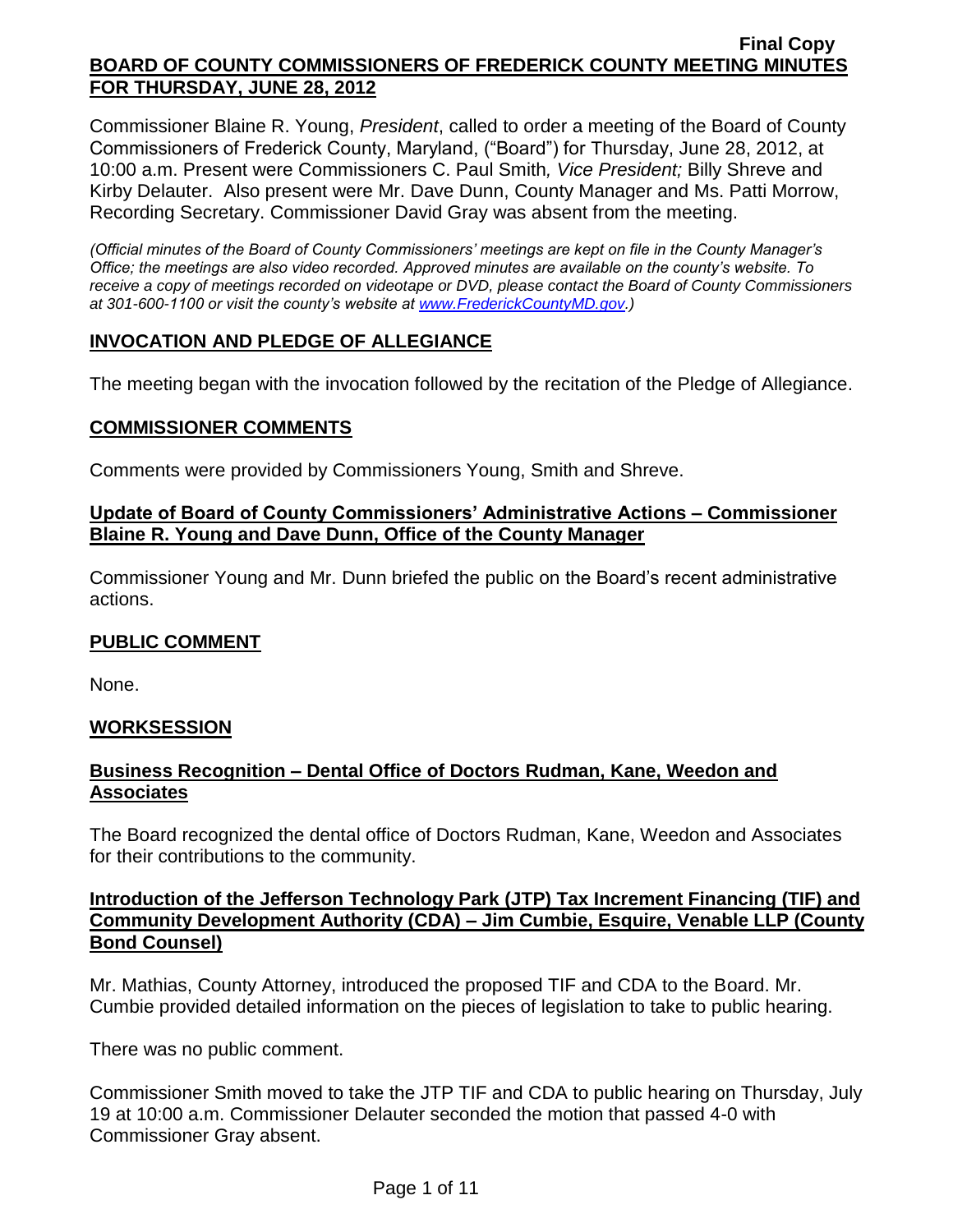Final Copy

# BOARD OF COUNTY COMMISSIONERS OF FREDERICK COUNTY MEETING MINUTES FOR THURSDAY, JUNE 28, 2012

Commissioner Blaine R. Young, *President*, called to order a meeting of the Board of County Commissioners of Frederick County, Maryland, ("Board") for Thursday, June 28, 2012, at 10:00 a.m. Present were Commissioners C. Paul Smith*, Vice President;* Billy Shreve and Kirby Delauter. Also present were Mr. Dave Dunn, County Manager and Ms. Patti Morrow, Recording Secretary. Commissioner David Gray was absent from the meeting.

*(Official minutes of the Board of County Commissioners' meetings are kept on file in the County Manager's Office; the meetings are also video recorded. Approved minutes are available on the county's website. To receive a copy of meetings recorded on videotape or DVD, please contact the Board of County Commissioners at 301-600-1100 or visit the county's website at www.FrederickCountyMD.gov.)*

## INVOCATION AND PLEDGE OF ALLEGIANCE

The meeting began with the invocation followed by the recitation of the Pledge of Allegiance.

## COMMISSIONER COMMENTS

Comments were provided by Commissioners Young, Smith and Shreve.

### Update of Board of County Commissioners' Administrative Actions – Commissioner Blaine R. Young and Dave Dunn, Office of the County Manager

Commissioner Young and Mr. Dunn briefed the public on the Board's recent administrative actions.

## PUBLIC COMMENT

None.

## WORKSESSION

### Business Recognition – Dental Office of Doctors Rudman, Kane, Weedon and Associates

The Board recognized the dental office of Doctors Rudman, Kane, Weedon and Associates for their contributions to the community.

### Introduction of the Jefferson Technology Park (JTP) Tax Increment Financing (TIF) and Community Development Authority (CDA) – Jim Cumbie, Esquire, Venable LLP (County Bond Counsel)

Mr. Mathias, County Attorney, introduced the proposed TIF and CDA to the Board. Mr. Cumbie provided detailed information on the pieces of legislation to take to public hearing.

There was no public comment.

Commissioner Smith moved to take the JTP TIF and CDA to public hearing on Thursday, July 19 at 10:00 a.m. Commissioner Delauter seconded the motion that passed 4-0 with Commissioner Gray absent.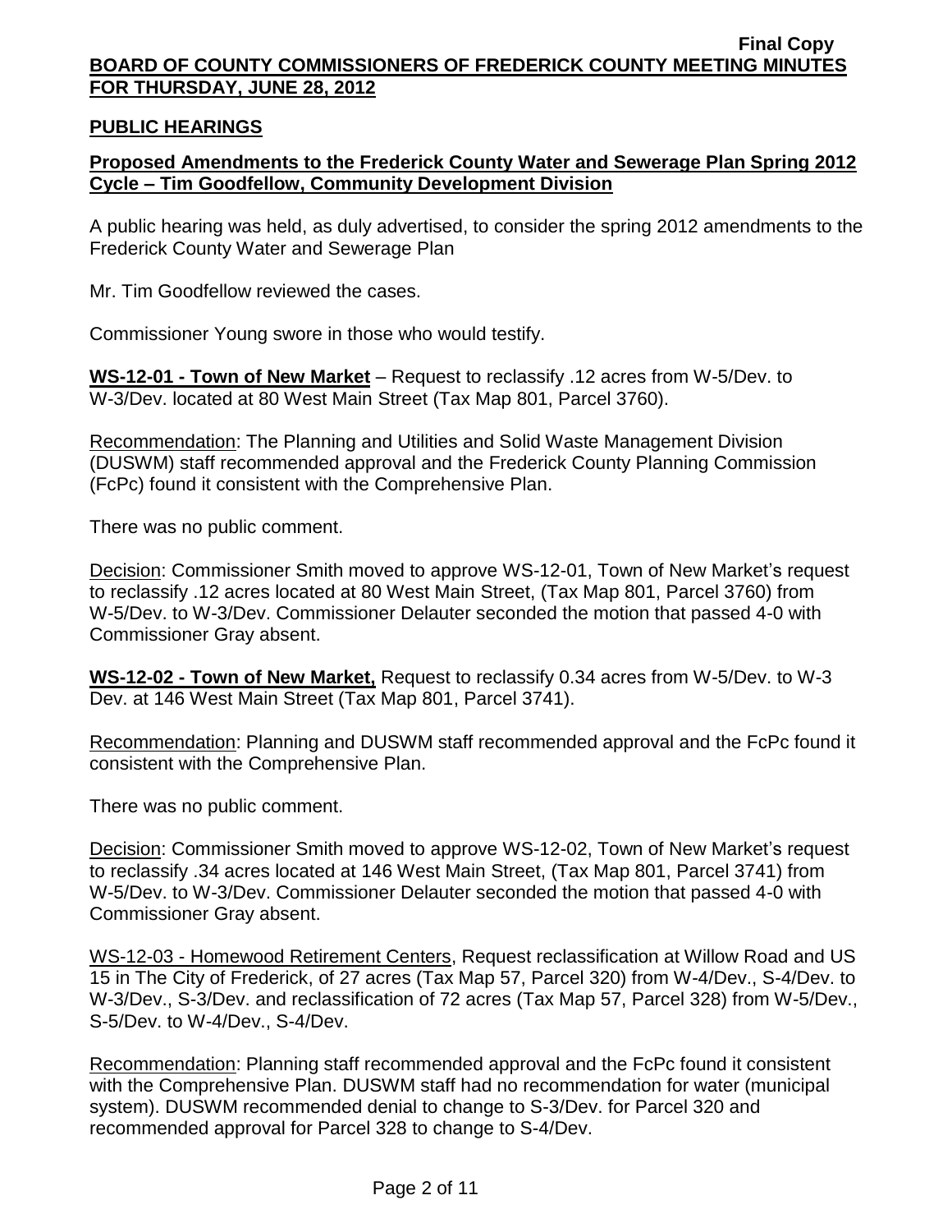## PUBLIC HEARINGS

**Proposed Amendments to the Frederick County Water and Sewerage Plan Spring 2012 Cycle – Tim Goodfellow, Community Development Division**

A public hearing was held, as duly advertised, to consider the spring 2012 amendments to the Frederick County Water and Sewerage Plan

Mr. Tim Goodfellow reviewed the cases.

Commissioner Young swore in those who would testify.

**WS-12-01 - Town of New Market** – Request to reclassify .12 acres from W-5/Dev. to W-3/Dev. located at 80 West Main Street (Tax Map 801, Parcel 3760).

Recommendation: The Planning and Utilities and Solid Waste Management Division (DUSWM) staff recommended approval and the Frederick County Planning Commission (FcPc) found it consistent with the Comprehensive Plan.

There was no public comment.

Decision: Commissioner Smith moved to approve WS-12-01, Town of New Market's request to reclassify .12 acres located at 80 West Main Street, (Tax Map 801, Parcel 3760) from W-5/Dev. to W-3/Dev. Commissioner Delauter seconded the motion that passed 4-0 with Commissioner Gray absent.

**WS-12-02 - Town of New Market,** Request to reclassify 0.34 acres from W-5/Dev. to W-3 Dev. at 146 West Main Street (Tax Map 801, Parcel 3741).

Recommendation: Planning and DUSWM staff recommended approval and the FcPc found it consistent with the Comprehensive Plan.

There was no public comment.

Decision: Commissioner Smith moved to approve WS-12-02, Town of New Market's request to reclassify .34 acres located at 146 West Main Street, (Tax Map 801, Parcel 3741) from W-5/Dev. to W-3/Dev. Commissioner Delauter seconded the motion that passed 4-0 with Commissioner Gray absent.

WS-12-03 - Homewood Retirement Centers, Request reclassification at Willow Road and US 15 in The City of Frederick, of 27 acres (Tax Map 57, Parcel 320) from W-4/Dev., S-4/Dev. to W-3/Dev., S-3/Dev. and reclassification of 72 acres (Tax Map 57, Parcel 328) from W-5/Dev., S-5/Dev. to W-4/Dev., S-4/Dev.

Recommendation: Planning staff recommended approval and the FcPc found it consistent with the Comprehensive Plan. DUSWM staff had no recommendation for water (municipal system). DUSWM recommended denial to change to S-3/Dev. for Parcel 320 and recommended approval for Parcel 328 to change to S-4/Dev.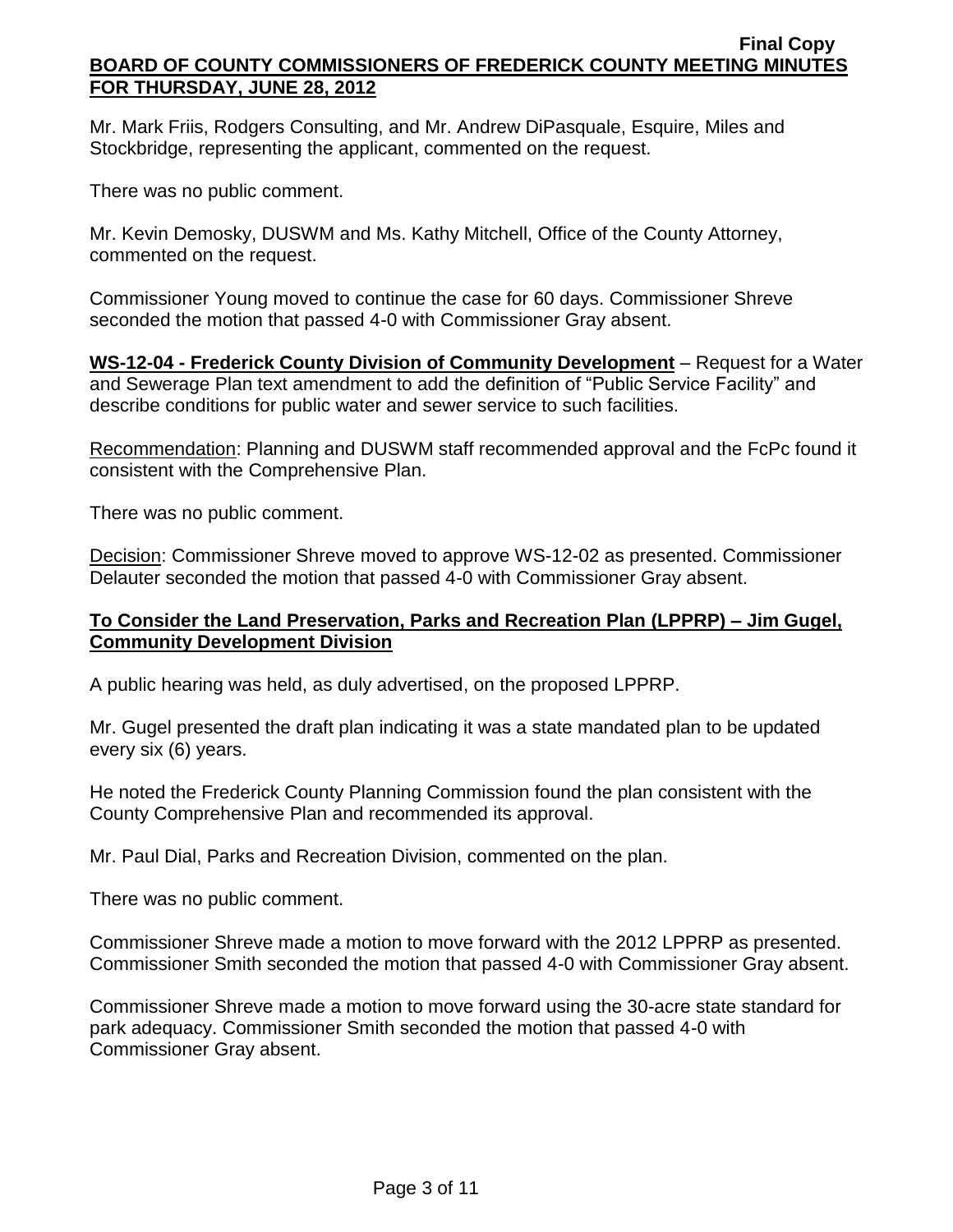Mr. Mark Friis, Rodgers Consulting, and Mr. Andrew DiPasquale, Esquire, Miles and Stockbridge, representing the applicant, commented on the request.

There was no public comment.

Mr. Kevin Demosky, DUSWM and Ms. Kathy Mitchell, Office of the County Attorney, commented on the request.

Commissioner Young moved to continue the case for 60 days. Commissioner Shreve seconded the motion that passed 4-0 with Commissioner Gray absent.

**WS-12-04 - Frederick County Division of Community Development** – Request for a Water and Sewerage Plan text amendment to add the definition of "Public Service Facility" and describe conditions for public water and sewer service to such facilities.

Recommendation: Planning and DUSWM staff recommended approval and the FcPc found it consistent with the Comprehensive Plan.

There was no public comment.

Decision: Commissioner Shreve moved to approve WS-12-02 as presented. Commissioner Delauter seconded the motion that passed 4-0 with Commissioner Gray absent.

**To Consider the Land Preservation, Parks and Recreation Plan (LPPRP) – Jim Gugel, Community Development Division**

A public hearing was held, as duly advertised, on the proposed LPPRP.

Mr. Gugel presented the draft plan indicating it was a state mandated plan to be updated every six (6) years.

He noted the Frederick County Planning Commission found the plan consistent with the County Comprehensive Plan and recommended its approval.

Mr. Paul Dial, Parks and Recreation Division, commented on the plan.

There was no public comment.

Commissioner Shreve made a motion to move forward with the 2012 LPPRP as presented. Commissioner Smith seconded the motion that passed 4-0 with Commissioner Gray absent.

Commissioner Shreve made a motion to move forward using the 30-acre state standard for park adequacy. Commissioner Smith seconded the motion that passed 4-0 with Commissioner Gray absent.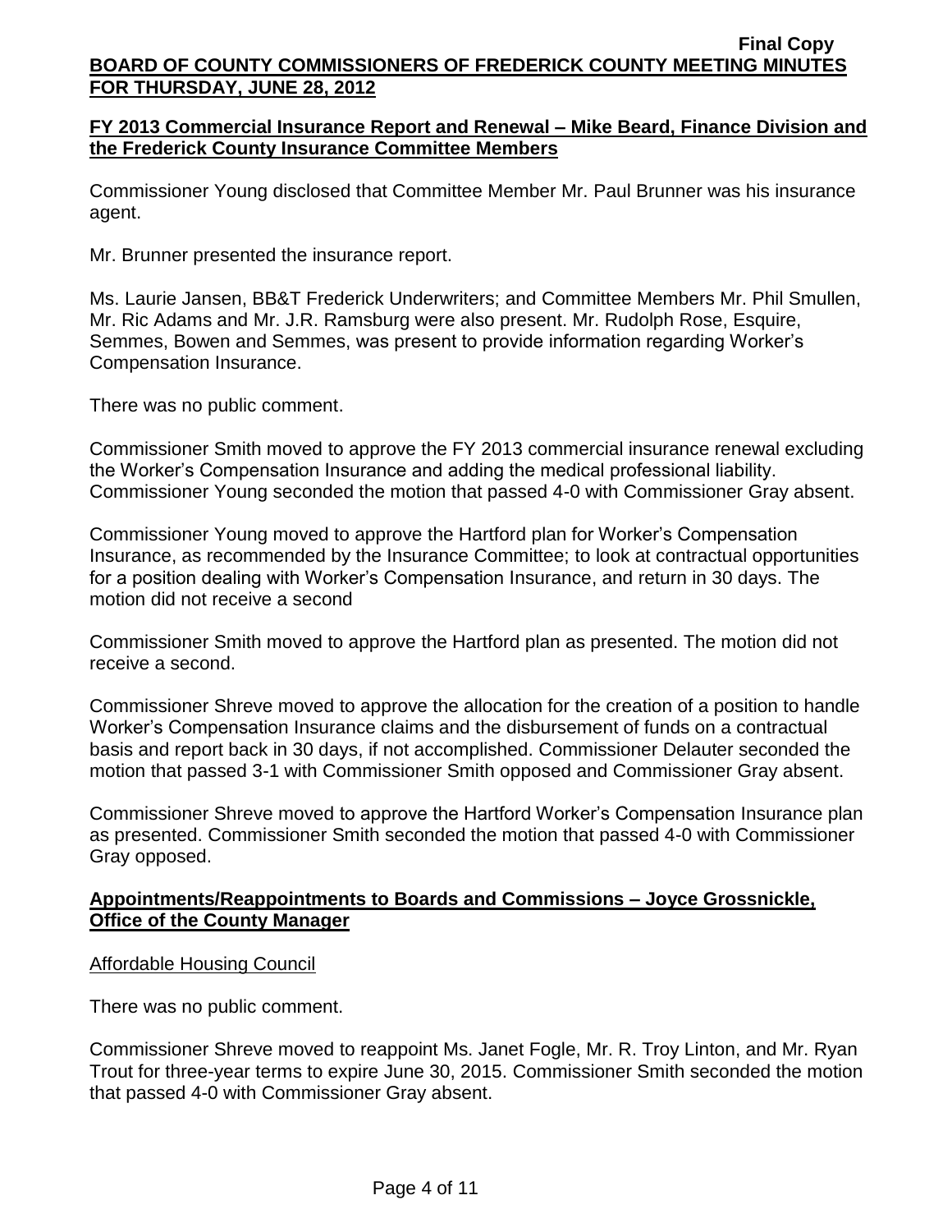## FY 2013 Commercial Insurance Report and Renewal – Mike Beard, Finance Division and the Frederick County Insurance Committee Members

Commissioner Young disclosed that Committee Member Mr. Paul Brunner was his insurance agent.

Mr. Brunner presented the insurance report.

Ms. Laurie Jansen, BB&T Frederick Underwriters; and Committee Members Mr. Phil Smullen, Mr. Ric Adams and Mr. J.R. Ramsburg were also present. Mr. Rudolph Rose, Esquire, Semmes, Bowen and Semmes, was present to provide information regarding Worker's Compensation Insurance.

There was no public comment.

Commissioner Smith moved to approve the FY 2013 commercial insurance renewal excluding the Worker's Compensation Insurance and adding the medical professional liability. Commissioner Young seconded the motion that passed 4-0 with Commissioner Gray absent.

Commissioner Young moved to approve the Hartford plan for Worker's Compensation Insurance, as recommended by the Insurance Committee; to look at contractual opportunities for a position dealing with Worker's Compensation Insurance, and return in 30 days. The motion did not receive a second

Commissioner Smith moved to approve the Hartford plan as presented. The motion did not receive a second.

Commissioner Shreve moved to approve the allocation for the creation of a position to handle Worker's Compensation Insurance claims and the disbursement of funds on a contractual basis and report back in 30 days, if not accomplished. Commissioner Delauter seconded the motion that passed 3-1 with Commissioner Smith opposed and Commissioner Gray absent.

Commissioner Shreve moved to approve the Hartford Worker's Compensation Insurance plan as presented. Commissioner Smith seconded the motion that passed 4-0 with Commissioner Gray opposed.

## Appointments/Reappointments to Boards and Commissions – Joyce Grossnickle, Office of the County Manager

Affordable Housing Council

There was no public comment.

Commissioner Shreve moved to reappoint Ms. Janet Fogle, Mr. R. Troy Linton, and Mr. Ryan Trout for three-year terms to expire June 30, 2015. Commissioner Smith seconded the motion that passed 4-0 with Commissioner Gray absent.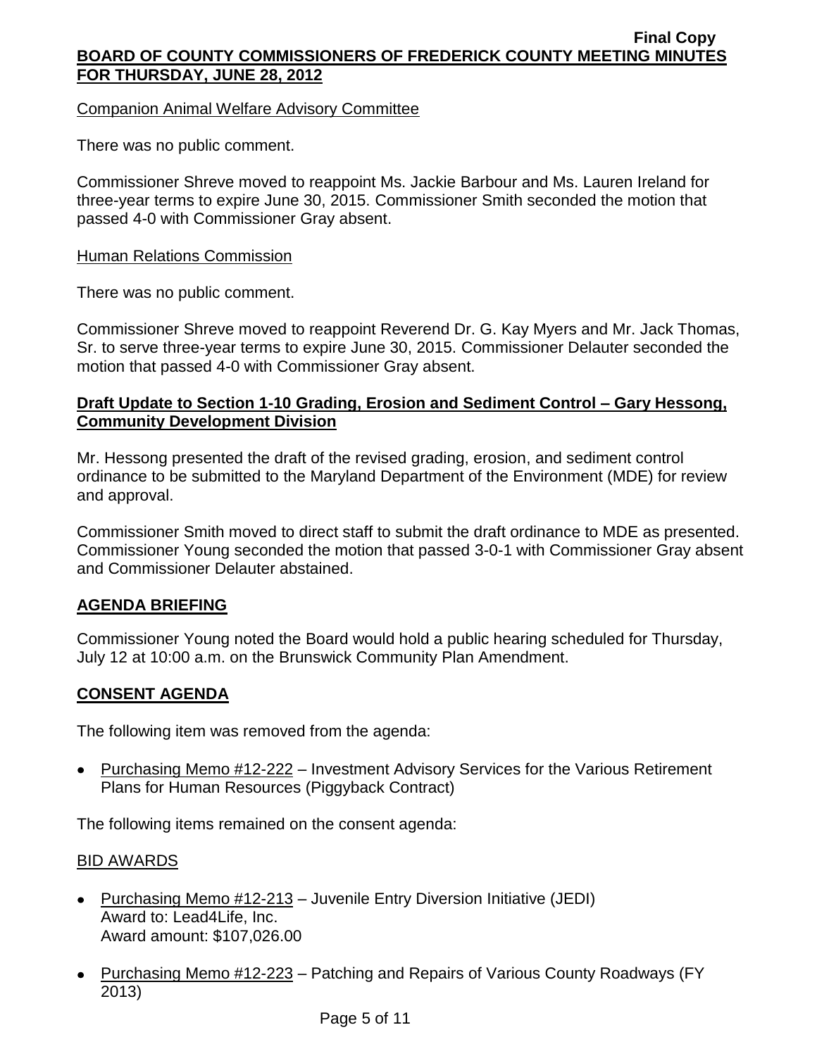Companion Animal Welfare Advisory Committee

There was no public comment.

Commissioner Shreve moved to reappoint Ms. Jackie Barbour and Ms. Lauren Ireland for three-year terms to expire June 30, 2015. Commissioner Smith seconded the motion that passed 4-0 with Commissioner Gray absent.

Human Relations Commission

There was no public comment.

Commissioner Shreve moved to reappoint Reverend Dr. G. Kay Myers and Mr. Jack Thomas, Sr. to serve three-year terms to expire June 30, 2015. Commissioner Delauter seconded the motion that passed 4-0 with Commissioner Gray absent.

**Draft Update to Section 1-10 Grading, Erosion and Sediment Control – Gary Hessong, Community Development Division**

Mr. Hessong presented the draft of the revised grading, erosion, and sediment control ordinance to be submitted to the Maryland Department of the Environment (MDE) for review and approval.

Commissioner Smith moved to direct staff to submit the draft ordinance to MDE as presented. Commissioner Young seconded the motion that passed 3-0-1 with Commissioner Gray absent and Commissioner Delauter abstained.

**AGENDA BRIEFING**

Commissioner Young noted the Board would hold a public hearing scheduled for Thursday, July 12 at 10:00 a.m. on the Brunswick Community Plan Amendment.

**CONSENT AGENDA**

The following item was removed from the agenda:

- Purchasing Memo #12-222 – Investment Advisory Services for the Various Retirement Plans for Human Resources (Piggyback Contract)

The following items remained on the consent agenda:

BID AWARDS

- Purchasing Memo #12-213 – Juvenile Entry Diversion Initiative (JEDI)
  Award to: Lead4Life, Inc.
  Award amount: $107,026.00
- Purchasing Memo #12-223 – Patching and Repairs of Various County Roadways (FY 2013)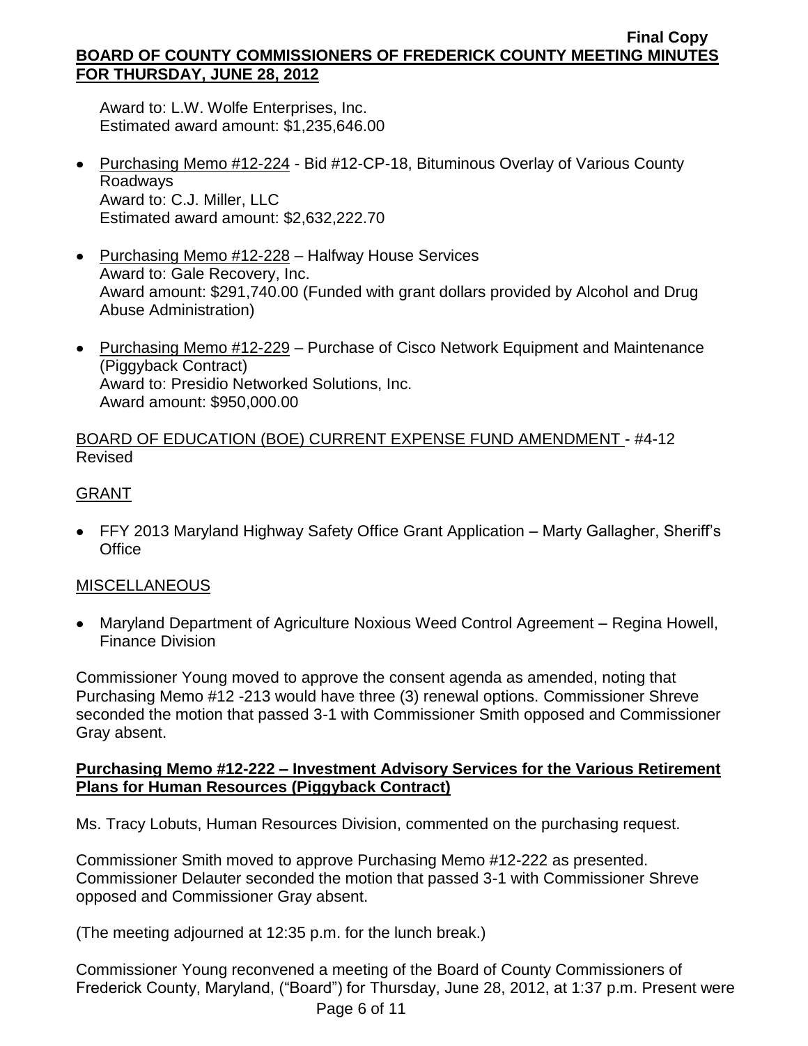Award to: L.W. Wolfe Enterprises, Inc.
Estimated award amount: $1,235,646.00

- Purchasing Memo #12-224 - Bid #12-CP-18, Bituminous Overlay of Various County Roadways
  Award to: C.J. Miller, LLC
  Estimated award amount: $2,632,222.70

- Purchasing Memo #12-228 – Halfway House Services
  Award to: Gale Recovery, Inc.
  Award amount: $291,740.00 (Funded with grant dollars provided by Alcohol and Drug Abuse Administration)

- Purchasing Memo #12-229 – Purchase of Cisco Network Equipment and Maintenance (Piggyback Contract)
  Award to: Presidio Networked Solutions, Inc.
  Award amount: $950,000.00

BOARD OF EDUCATION (BOE) CURRENT EXPENSE FUND AMENDMENT - #4-12 Revised

GRANT

- FFY 2013 Maryland Highway Safety Office Grant Application – Marty Gallagher, Sheriff's Office

MISCELLANEOUS

- Maryland Department of Agriculture Noxious Weed Control Agreement – Regina Howell, Finance Division

Commissioner Young moved to approve the consent agenda as amended, noting that Purchasing Memo #12 -213 would have three (3) renewal options. Commissioner Shreve seconded the motion that passed 3-1 with Commissioner Smith opposed and Commissioner Gray absent.

**Purchasing Memo #12-222 – Investment Advisory Services for the Various Retirement Plans for Human Resources (Piggyback Contract)**

Ms. Tracy Lobuts, Human Resources Division, commented on the purchasing request.

Commissioner Smith moved to approve Purchasing Memo #12-222 as presented. Commissioner Delauter seconded the motion that passed 3-1 with Commissioner Shreve opposed and Commissioner Gray absent.

(The meeting adjourned at 12:35 p.m. for the lunch break.)

Commissioner Young reconvened a meeting of the Board of County Commissioners of Frederick County, Maryland, ("Board") for Thursday, June 28, 2012, at 1:37 p.m. Present were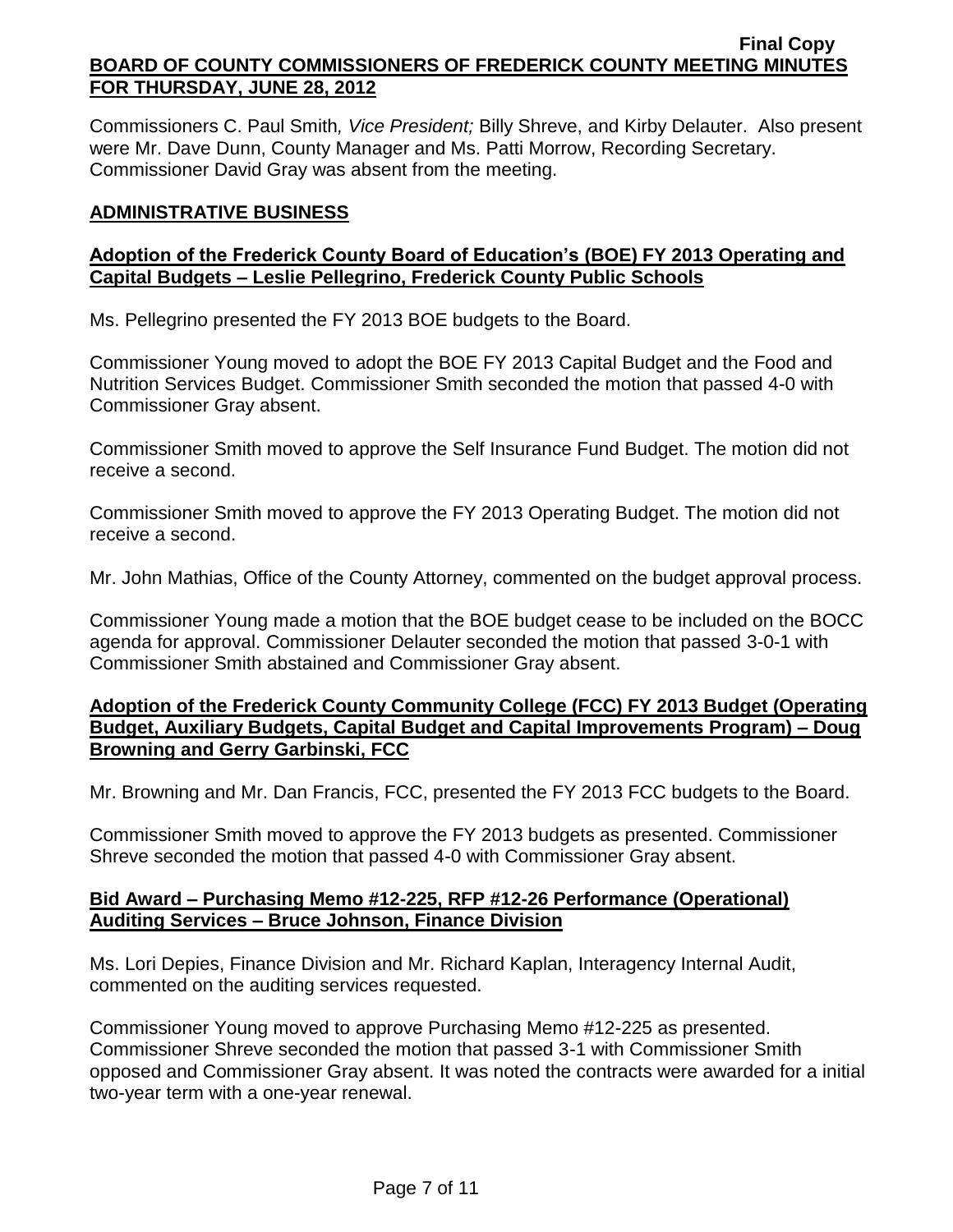Commissioners C. Paul Smith*, Vice President;* Billy Shreve, and Kirby Delauter. Also present were Mr. Dave Dunn, County Manager and Ms. Patti Morrow, Recording Secretary. Commissioner David Gray was absent from the meeting.

## ADMINISTRATIVE BUSINESS

### Adoption of the Frederick County Board of Education's (BOE) FY 2013 Operating and Capital Budgets – Leslie Pellegrino, Frederick County Public Schools

Ms. Pellegrino presented the FY 2013 BOE budgets to the Board.

Commissioner Young moved to adopt the BOE FY 2013 Capital Budget and the Food and Nutrition Services Budget. Commissioner Smith seconded the motion that passed 4-0 with Commissioner Gray absent.

Commissioner Smith moved to approve the Self Insurance Fund Budget. The motion did not receive a second.

Commissioner Smith moved to approve the FY 2013 Operating Budget. The motion did not receive a second.

Mr. John Mathias, Office of the County Attorney, commented on the budget approval process.

Commissioner Young made a motion that the BOE budget cease to be included on the BOCC agenda for approval. Commissioner Delauter seconded the motion that passed 3-0-1 with Commissioner Smith abstained and Commissioner Gray absent.

### Adoption of the Frederick County Community College (FCC) FY 2013 Budget (Operating Budget, Auxiliary Budgets, Capital Budget and Capital Improvements Program) – Doug Browning and Gerry Garbinski, FCC

Mr. Browning and Mr. Dan Francis, FCC, presented the FY 2013 FCC budgets to the Board.

Commissioner Smith moved to approve the FY 2013 budgets as presented. Commissioner Shreve seconded the motion that passed 4-0 with Commissioner Gray absent.

### Bid Award – Purchasing Memo #12-225, RFP #12-26 Performance (Operational) Auditing Services – Bruce Johnson, Finance Division

Ms. Lori Depies, Finance Division and Mr. Richard Kaplan, Interagency Internal Audit, commented on the auditing services requested.

Commissioner Young moved to approve Purchasing Memo #12-225 as presented. Commissioner Shreve seconded the motion that passed 3-1 with Commissioner Smith opposed and Commissioner Gray absent. It was noted the contracts were awarded for a initial two-year term with a one-year renewal.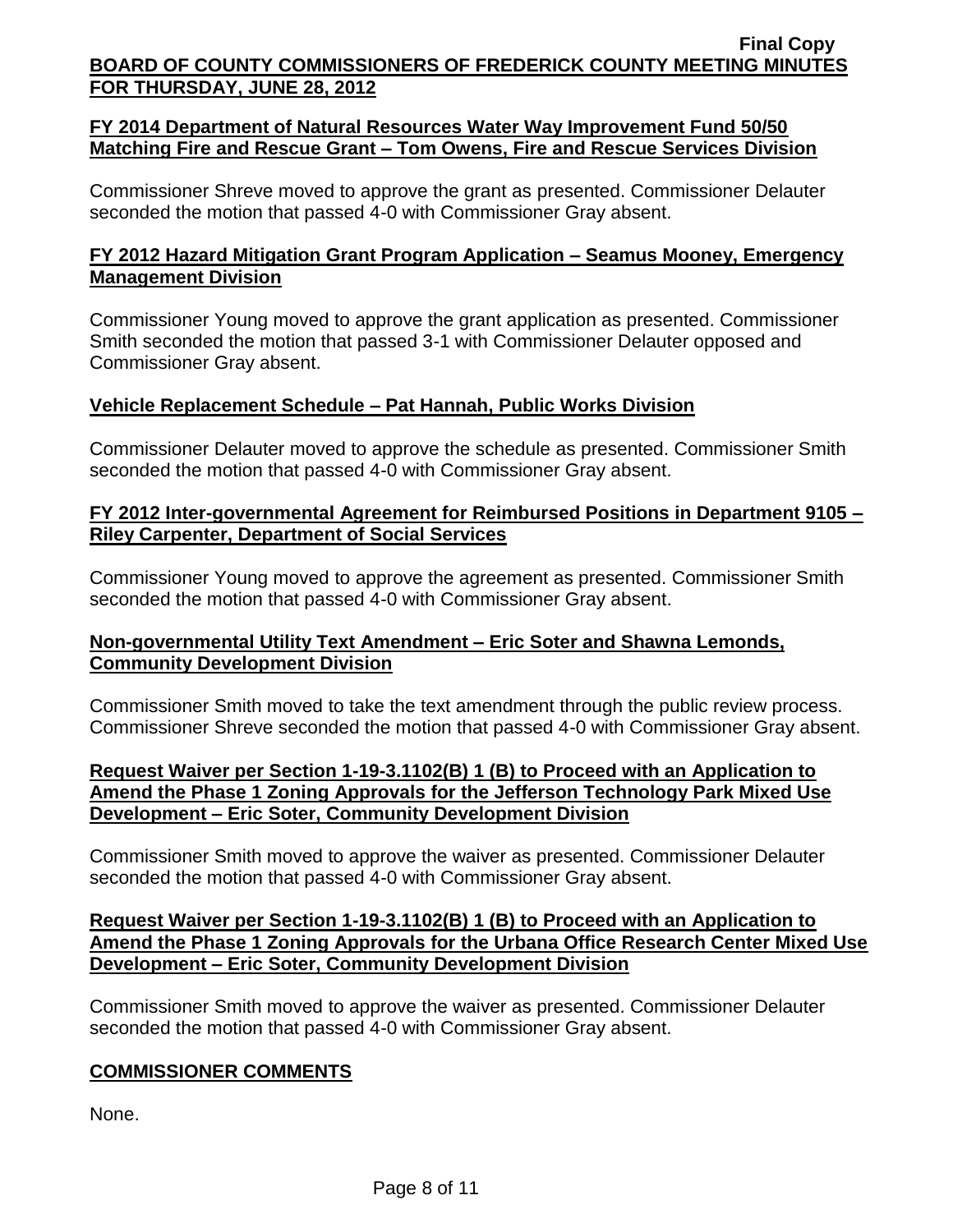## FY 2014 Department of Natural Resources Water Way Improvement Fund 50/50 Matching Fire and Rescue Grant – Tom Owens, Fire and Rescue Services Division

Commissioner Shreve moved to approve the grant as presented. Commissioner Delauter seconded the motion that passed 4-0 with Commissioner Gray absent.

## FY 2012 Hazard Mitigation Grant Program Application – Seamus Mooney, Emergency Management Division

Commissioner Young moved to approve the grant application as presented. Commissioner Smith seconded the motion that passed 3-1 with Commissioner Delauter opposed and Commissioner Gray absent.

## Vehicle Replacement Schedule – Pat Hannah, Public Works Division

Commissioner Delauter moved to approve the schedule as presented. Commissioner Smith seconded the motion that passed 4-0 with Commissioner Gray absent.

## FY 2012 Inter-governmental Agreement for Reimbursed Positions in Department 9105 – Riley Carpenter, Department of Social Services

Commissioner Young moved to approve the agreement as presented. Commissioner Smith seconded the motion that passed 4-0 with Commissioner Gray absent.

## Non-governmental Utility Text Amendment – Eric Soter and Shawna Lemonds, Community Development Division

Commissioner Smith moved to take the text amendment through the public review process. Commissioner Shreve seconded the motion that passed 4-0 with Commissioner Gray absent.

## Request Waiver per Section 1-19-3.1102(B) 1 (B) to Proceed with an Application to Amend the Phase 1 Zoning Approvals for the Jefferson Technology Park Mixed Use Development – Eric Soter, Community Development Division

Commissioner Smith moved to approve the waiver as presented. Commissioner Delauter seconded the motion that passed 4-0 with Commissioner Gray absent.

## Request Waiver per Section 1-19-3.1102(B) 1 (B) to Proceed with an Application to Amend the Phase 1 Zoning Approvals for the Urbana Office Research Center Mixed Use Development – Eric Soter, Community Development Division

Commissioner Smith moved to approve the waiver as presented. Commissioner Delauter seconded the motion that passed 4-0 with Commissioner Gray absent.

## COMMISSIONER COMMENTS

None.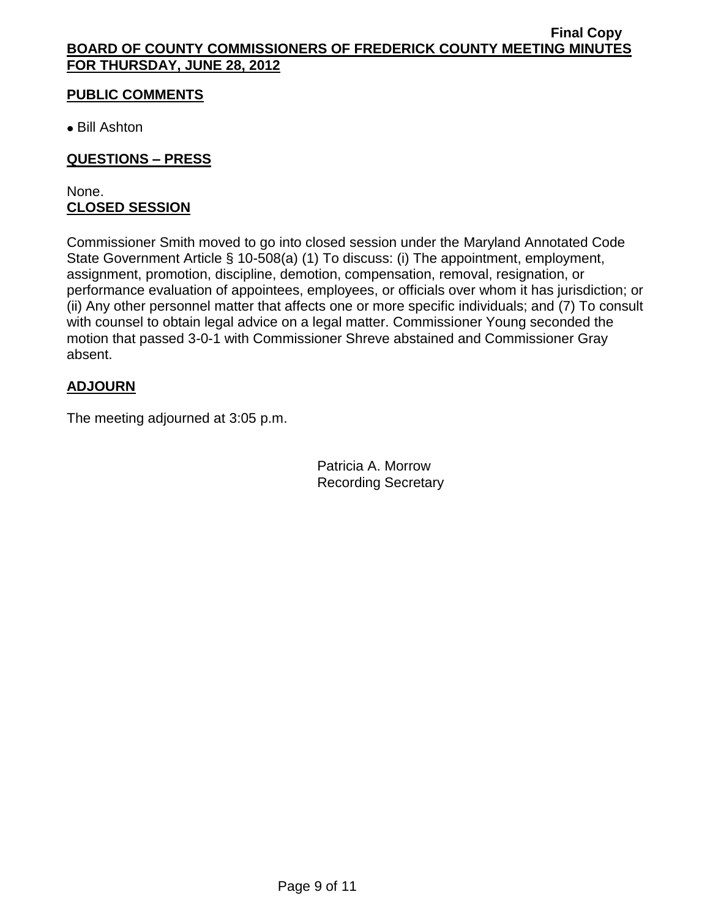## PUBLIC COMMENTS

- Bill Ashton

## QUESTIONS – PRESS

None.

## CLOSED SESSION

Commissioner Smith moved to go into closed session under the Maryland Annotated Code State Government Article § 10-508(a) (1) To discuss: (i) The appointment, employment, assignment, promotion, discipline, demotion, compensation, removal, resignation, or performance evaluation of appointees, employees, or officials over whom it has jurisdiction; or (ii) Any other personnel matter that affects one or more specific individuals; and (7) To consult with counsel to obtain legal advice on a legal matter. Commissioner Young seconded the motion that passed 3-0-1 with Commissioner Shreve abstained and Commissioner Gray absent.

## ADJOURN

The meeting adjourned at 3:05 p.m.

Patricia A. Morrow
Recording Secretary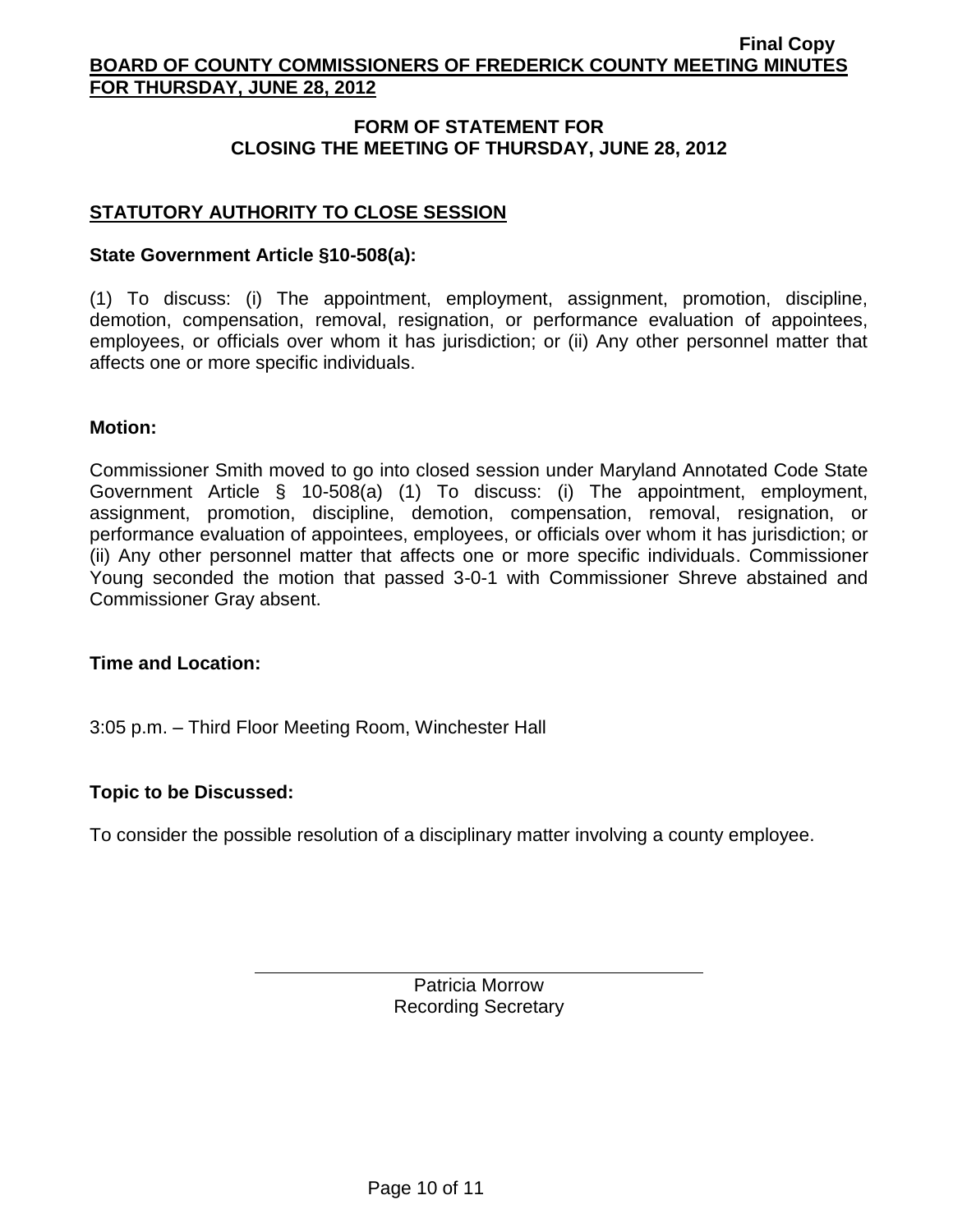## FORM OF STATEMENT FOR CLOSING THE MEETING OF THURSDAY, JUNE 28, 2012

### STATUTORY AUTHORITY TO CLOSE SESSION

**State Government Article §10-508(a):**

(1) To discuss: (i) The appointment, employment, assignment, promotion, discipline, demotion, compensation, removal, resignation, or performance evaluation of appointees, employees, or officials over whom it has jurisdiction; or (ii) Any other personnel matter that affects one or more specific individuals.

**Motion:**

Commissioner Smith moved to go into closed session under Maryland Annotated Code State Government Article § 10-508(a) (1) To discuss: (i) The appointment, employment, assignment, promotion, discipline, demotion, compensation, removal, resignation, or performance evaluation of appointees, employees, or officials over whom it has jurisdiction; or (ii) Any other personnel matter that affects one or more specific individuals. Commissioner Young seconded the motion that passed 3-0-1 with Commissioner Shreve abstained and Commissioner Gray absent.

**Time and Location:**

3:05 p.m. – Third Floor Meeting Room, Winchester Hall

**Topic to be Discussed:**

To consider the possible resolution of a disciplinary matter involving a county employee.

Patricia Morrow
Recording Secretary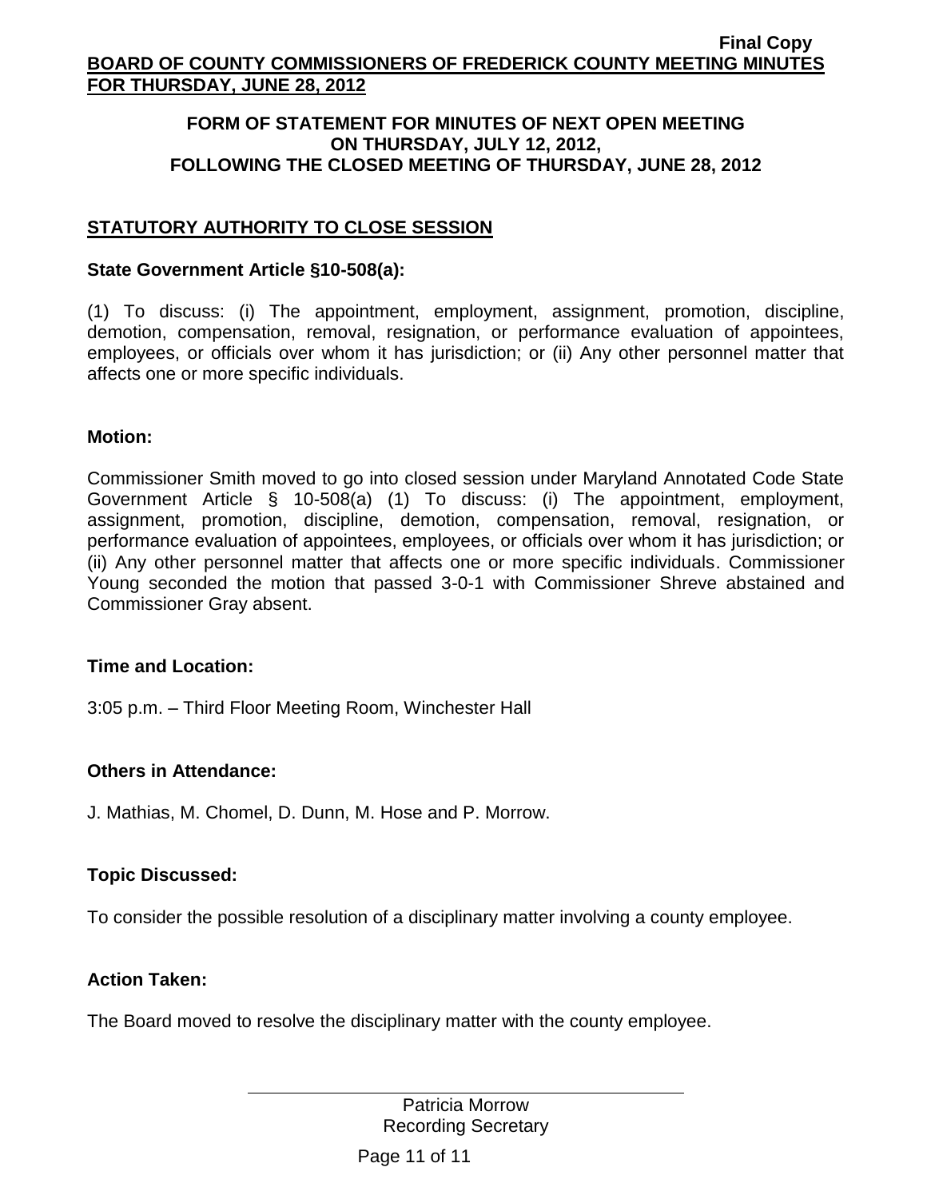### FORM OF STATEMENT FOR MINUTES OF NEXT OPEN MEETING ON THURSDAY, JULY 12, 2012, FOLLOWING THE CLOSED MEETING OF THURSDAY, JUNE 28, 2012

## STATUTORY AUTHORITY TO CLOSE SESSION

**State Government Article §10-508(a):**

(1) To discuss: (i) The appointment, employment, assignment, promotion, discipline, demotion, compensation, removal, resignation, or performance evaluation of appointees, employees, or officials over whom it has jurisdiction; or (ii) Any other personnel matter that affects one or more specific individuals.

**Motion:**

Commissioner Smith moved to go into closed session under Maryland Annotated Code State Government Article § 10-508(a) (1) To discuss: (i) The appointment, employment, assignment, promotion, discipline, demotion, compensation, removal, resignation, or performance evaluation of appointees, employees, or officials over whom it has jurisdiction; or (ii) Any other personnel matter that affects one or more specific individuals. Commissioner Young seconded the motion that passed 3-0-1 with Commissioner Shreve abstained and Commissioner Gray absent.

**Time and Location:**

3:05 p.m. – Third Floor Meeting Room, Winchester Hall

**Others in Attendance:**

J. Mathias, M. Chomel, D. Dunn, M. Hose and P. Morrow.

**Topic Discussed:**

To consider the possible resolution of a disciplinary matter involving a county employee.

**Action Taken:**

The Board moved to resolve the disciplinary matter with the county employee.

Patricia Morrow
Recording Secretary